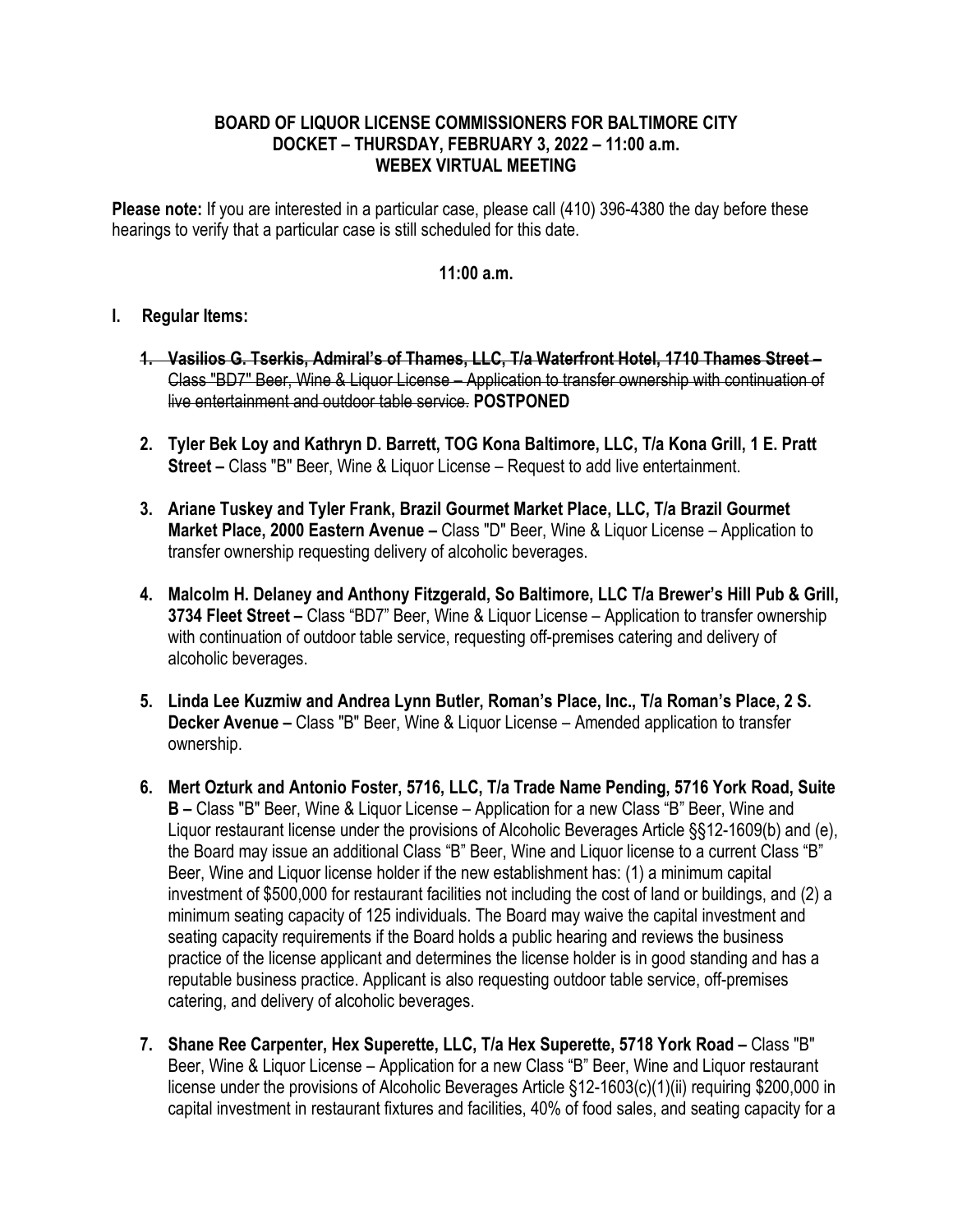**BOARD OF LIQUOR LICENSE COMMISSIONERS FOR BALTIMORE CITY**
**DOCKET – THURSDAY, FEBRUARY 3, 2022 – 11:00 a.m.**
**WEBEX VIRTUAL MEETING**

**Please note:** If you are interested in a particular case, please call (410) 396-4380 the day before these hearings to verify that a particular case is still scheduled for this date.

**11:00 a.m.**

**I. Regular Items:**

1. ~~**Vasilios G. Tserkis, Admiral's of Thames, LLC, T/a Waterfront Hotel, 1710 Thames Street –** Class "BD7" Beer, Wine & Liquor License – Application to transfer ownership with continuation of live entertainment and outdoor table service.~~ **POSTPONED**

2. **Tyler Bek Loy and Kathryn D. Barrett, TOG Kona Baltimore, LLC, T/a Kona Grill, 1 E. Pratt Street –** Class "B" Beer, Wine & Liquor License – Request to add live entertainment.

3. **Ariane Tuskey and Tyler Frank, Brazil Gourmet Market Place, LLC, T/a Brazil Gourmet Market Place, 2000 Eastern Avenue –** Class "D" Beer, Wine & Liquor License – Application to transfer ownership requesting delivery of alcoholic beverages.

4. **Malcolm H. Delaney and Anthony Fitzgerald, So Baltimore, LLC T/a Brewer's Hill Pub & Grill, 3734 Fleet Street –** Class "BD7" Beer, Wine & Liquor License – Application to transfer ownership with continuation of outdoor table service, requesting off-premises catering and delivery of alcoholic beverages.

5. **Linda Lee Kuzmiw and Andrea Lynn Butler, Roman's Place, Inc., T/a Roman's Place, 2 S. Decker Avenue –** Class "B" Beer, Wine & Liquor License – Amended application to transfer ownership.

6. **Mert Ozturk and Antonio Foster, 5716, LLC, T/a Trade Name Pending, 5716 York Road, Suite B –** Class "B" Beer, Wine & Liquor License – Application for a new Class "B" Beer, Wine and Liquor restaurant license under the provisions of Alcoholic Beverages Article §§12-1609(b) and (e), the Board may issue an additional Class "B" Beer, Wine and Liquor license to a current Class "B" Beer, Wine and Liquor license holder if the new establishment has: (1) a minimum capital investment of $500,000 for restaurant facilities not including the cost of land or buildings, and (2) a minimum seating capacity of 125 individuals. The Board may waive the capital investment and seating capacity requirements if the Board holds a public hearing and reviews the business practice of the license applicant and determines the license holder is in good standing and has a reputable business practice. Applicant is also requesting outdoor table service, off-premises catering, and delivery of alcoholic beverages.

7. **Shane Ree Carpenter, Hex Superette, LLC, T/a Hex Superette, 5718 York Road –** Class "B" Beer, Wine & Liquor License – Application for a new Class "B" Beer, Wine and Liquor restaurant license under the provisions of Alcoholic Beverages Article §12-1603(c)(1)(ii) requiring $200,000 in capital investment in restaurant fixtures and facilities, 40% of food sales, and seating capacity for a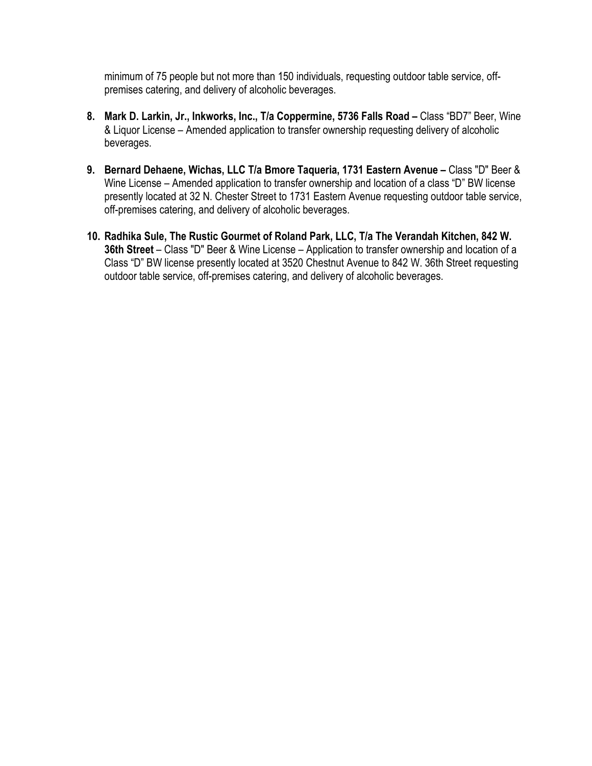minimum of 75 people but not more than 150 individuals, requesting outdoor table service, off-premises catering, and delivery of alcoholic beverages.

8. **Mark D. Larkin, Jr., Inkworks, Inc., T/a Coppermine, 5736 Falls Road –** Class "BD7" Beer, Wine & Liquor License – Amended application to transfer ownership requesting delivery of alcoholic beverages.

9. **Bernard Dehaene, Wichas, LLC T/a Bmore Taqueria, 1731 Eastern Avenue –** Class "D" Beer & Wine License – Amended application to transfer ownership and location of a class "D" BW license presently located at 32 N. Chester Street to 1731 Eastern Avenue requesting outdoor table service, off-premises catering, and delivery of alcoholic beverages.

10. **Radhika Sule, The Rustic Gourmet of Roland Park, LLC, T/a The Verandah Kitchen, 842 W. 36th Street** – Class "D" Beer & Wine License – Application to transfer ownership and location of a Class "D" BW license presently located at 3520 Chestnut Avenue to 842 W. 36th Street requesting outdoor table service, off-premises catering, and delivery of alcoholic beverages.